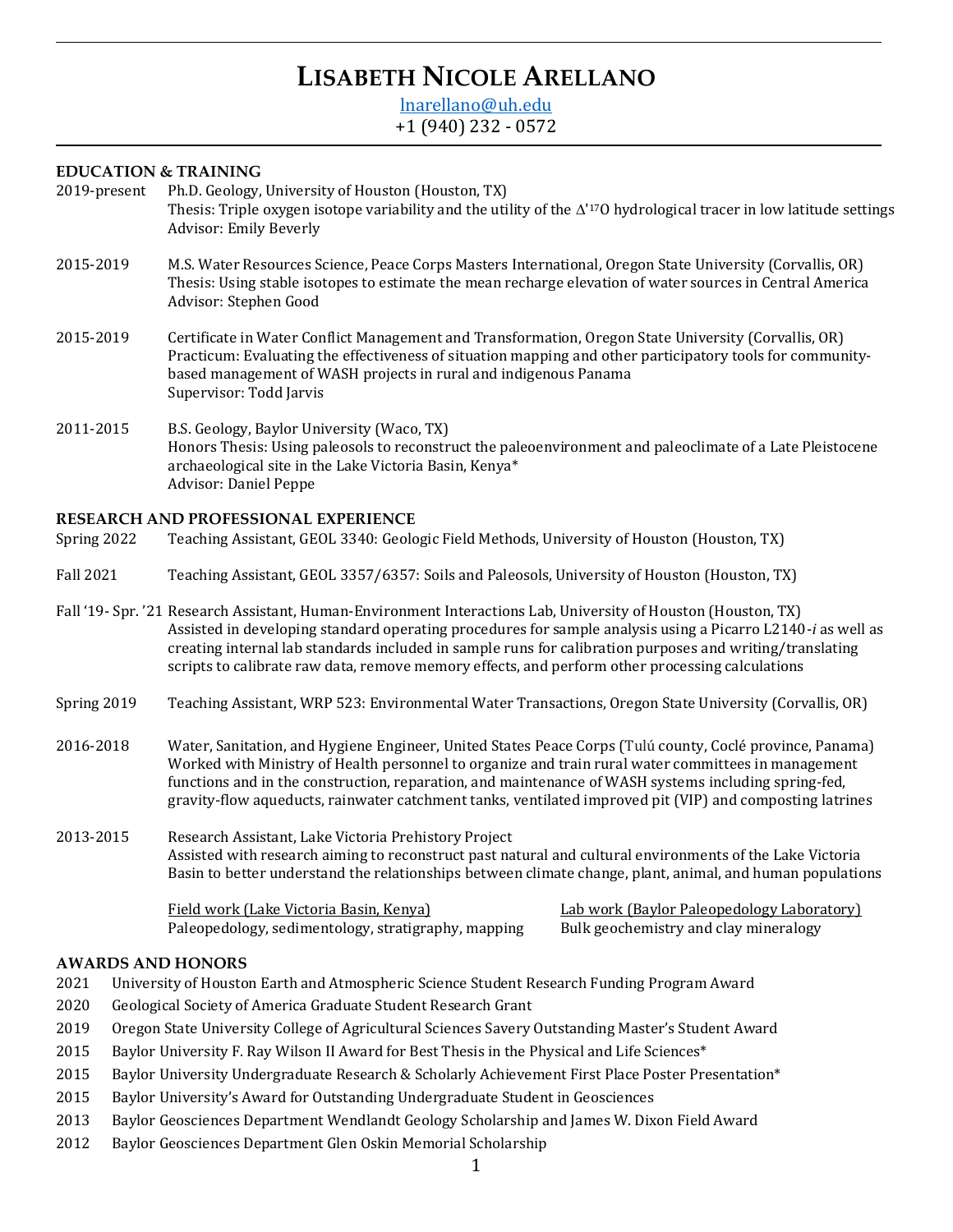# LISABETH NICOLE ARELLANO

lnarellano@uh.edu
+1 (940) 232 - 0572

## EDUCATION & TRAINING

2019-present — Ph.D. Geology, University of Houston (Houston, TX)
Thesis: Triple oxygen isotope variability and the utility of the $\Delta'^{17}O$ hydrological tracer in low latitude settings
Advisor: Emily Beverly

2015-2019 — M.S. Water Resources Science, Peace Corps Masters International, Oregon State University (Corvallis, OR)
Thesis: Using stable isotopes to estimate the mean recharge elevation of water sources in Central America
Advisor: Stephen Good

2015-2019 — Certificate in Water Conflict Management and Transformation, Oregon State University (Corvallis, OR)
Practicum: Evaluating the effectiveness of situation mapping and other participatory tools for community-based management of WASH projects in rural and indigenous Panama
Supervisor: Todd Jarvis

2011-2015 — B.S. Geology, Baylor University (Waco, TX)
Honors Thesis: Using paleosols to reconstruct the paleoenvironment and paleoclimate of a Late Pleistocene archaeological site in the Lake Victoria Basin, Kenya*
Advisor: Daniel Peppe

## RESEARCH AND PROFESSIONAL EXPERIENCE

Spring 2022 — Teaching Assistant, GEOL 3340: Geologic Field Methods, University of Houston (Houston, TX)

Fall 2021 — Teaching Assistant, GEOL 3357/6357: Soils and Paleosols, University of Houston (Houston, TX)

Fall '19- Spr. '21 — Research Assistant, Human-Environment Interactions Lab, University of Houston (Houston, TX)
Assisted in developing standard operating procedures for sample analysis using a Picarro L2140-*i* as well as creating internal lab standards included in sample runs for calibration purposes and writing/translating scripts to calibrate raw data, remove memory effects, and perform other processing calculations

Spring 2019 — Teaching Assistant, WRP 523: Environmental Water Transactions, Oregon State University (Corvallis, OR)

2016-2018 — Water, Sanitation, and Hygiene Engineer, United States Peace Corps (Tulú county, Coclé province, Panama)
Worked with Ministry of Health personnel to organize and train rural water committees in management functions and in the construction, reparation, and maintenance of WASH systems including spring-fed, gravity-flow aqueducts, rainwater catchment tanks, ventilated improved pit (VIP) and composting latrines

2013-2015 — Research Assistant, Lake Victoria Prehistory Project
Assisted with research aiming to reconstruct past natural and cultural environments of the Lake Victoria Basin to better understand the relationships between climate change, plant, animal, and human populations

Field work (Lake Victoria Basin, Kenya): Paleopedology, sedimentology, stratigraphy, mapping

Lab work (Baylor Paleopedology Laboratory): Bulk geochemistry and clay mineralogy

## AWARDS AND HONORS

- 2021 University of Houston Earth and Atmospheric Science Student Research Funding Program Award
- 2020 Geological Society of America Graduate Student Research Grant
- 2019 Oregon State University College of Agricultural Sciences Savery Outstanding Master's Student Award
- 2015 Baylor University F. Ray Wilson II Award for Best Thesis in the Physical and Life Sciences*
- 2015 Baylor University Undergraduate Research & Scholarly Achievement First Place Poster Presentation*
- 2015 Baylor University's Award for Outstanding Undergraduate Student in Geosciences
- 2013 Baylor Geosciences Department Wendlandt Geology Scholarship and James W. Dixon Field Award
- 2012 Baylor Geosciences Department Glen Oskin Memorial Scholarship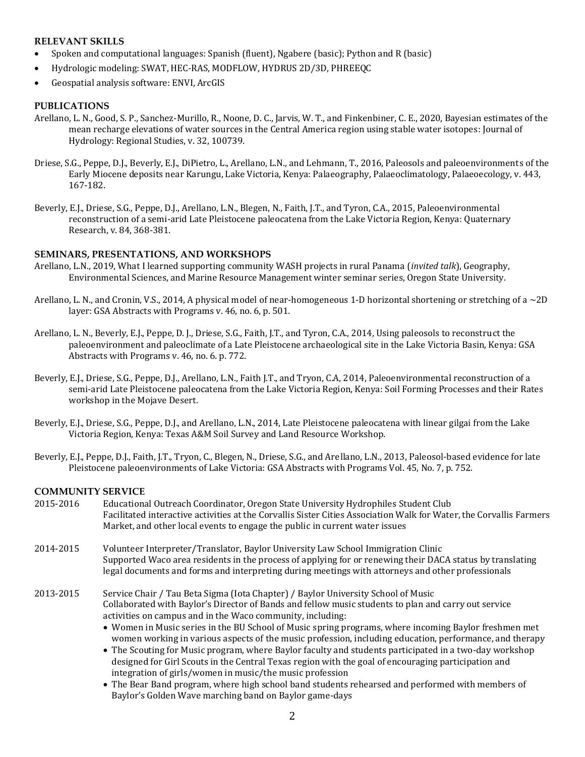**RELEVANT SKILLS**

- Spoken and computational languages: Spanish (fluent), Ngabere (basic); Python and R (basic)
- Hydrologic modeling: SWAT, HEC-RAS, MODFLOW, HYDRUS 2D/3D, PHREEQC
- Geospatial analysis software: ENVI, ArcGIS

**PUBLICATIONS**

Arellano, L. N., Good, S. P., Sanchez-Murillo, R., Noone, D. C., Jarvis, W. T., and Finkenbiner, C. E., 2020, Bayesian estimates of the mean recharge elevations of water sources in the Central America region using stable water isotopes: Journal of Hydrology: Regional Studies, v. 32, 100739.

Driese, S.G., Peppe, D.J., Beverly, E.J., DiPietro, L., Arellano, L.N., and Lehmann, T., 2016, Paleosols and paleoenvironments of the Early Miocene deposits near Karungu, Lake Victoria, Kenya: Palaeography, Palaeoclimatology, Palaeoecology, v. 443, 167-182.

Beverly, E.J., Driese, S.G., Peppe, D.J., Arellano, L.N., Blegen, N., Faith, J.T., and Tyron, C.A., 2015, Paleoenvironmental reconstruction of a semi-arid Late Pleistocene paleocatena from the Lake Victoria Region, Kenya: Quaternary Research, v. 84, 368-381.

**SEMINARS, PRESENTATIONS, AND WORKSHOPS**

Arellano, L.N., 2019, What I learned supporting community WASH projects in rural Panama (*invited talk*), Geography, Environmental Sciences, and Marine Resource Management winter seminar series, Oregon State University.

Arellano, L. N., and Cronin, V.S., 2014, A physical model of near-homogeneous 1-D horizontal shortening or stretching of a ~2D layer: GSA Abstracts with Programs v. 46, no. 6, p. 501.

Arellano, L. N., Beverly, E.J., Peppe, D. J., Driese, S.G., Faith, J.T., and Tyron, C.A., 2014, Using paleosols to reconstruct the paleoenvironment and paleoclimate of a Late Pleistocene archaeological site in the Lake Victoria Basin, Kenya: GSA Abstracts with Programs v. 46, no. 6. p. 772.

Beverly, E.J., Driese, S.G., Peppe, D.J., Arellano, L.N., Faith J.T., and Tryon, C.A, 2014, Paleoenvironmental reconstruction of a semi-arid Late Pleistocene paleocatena from the Lake Victoria Region, Kenya: Soil Forming Processes and their Rates workshop in the Mojave Desert.

Beverly, E.J., Driese, S.G., Peppe, D.J., and Arellano, L.N., 2014, Late Pleistocene paleocatena with linear gilgai from the Lake Victoria Region, Kenya: Texas A&M Soil Survey and Land Resource Workshop.

Beverly, E.J., Peppe, D.J., Faith, J.T., Tryon, C., Blegen, N., Driese, S.G., and Arellano, L.N., 2013, Paleosol-based evidence for late Pleistocene paleoenvironments of Lake Victoria: GSA Abstracts with Programs Vol. 45, No. 7, p. 752.

**COMMUNITY SERVICE**

2015-2016 Educational Outreach Coordinator, Oregon State University Hydrophiles Student Club
Facilitated interactive activities at the Corvallis Sister Cities Association Walk for Water, the Corvallis Farmers Market, and other local events to engage the public in current water issues

2014-2015 Volunteer Interpreter/Translator, Baylor University Law School Immigration Clinic
Supported Waco area residents in the process of applying for or renewing their DACA status by translating legal documents and forms and interpreting during meetings with attorneys and other professionals

2013-2015 Service Chair / Tau Beta Sigma (Iota Chapter) / Baylor University School of Music
Collaborated with Baylor's Director of Bands and fellow music students to plan and carry out service activities on campus and in the Waco community, including:

- Women in Music series in the BU School of Music spring programs, where incoming Baylor freshmen met women working in various aspects of the music profession, including education, performance, and therapy
- The Scouting for Music program, where Baylor faculty and students participated in a two-day workshop designed for Girl Scouts in the Central Texas region with the goal of encouraging participation and integration of girls/women in music/the music profession
- The Bear Band program, where high school band students rehearsed and performed with members of Baylor's Golden Wave marching band on Baylor game-days